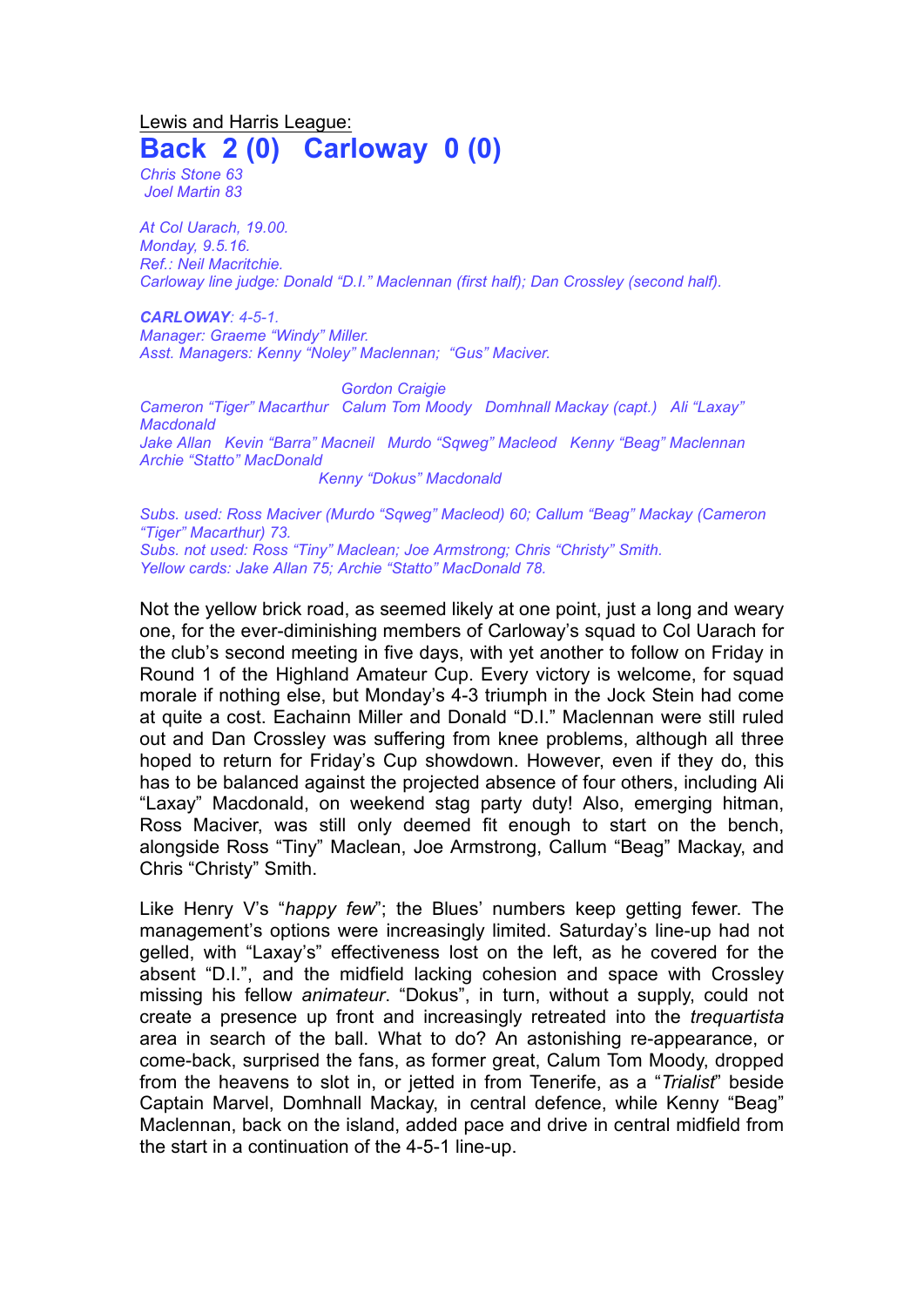Lewis and Harris League:

# Back 2 (0) Carloway 0 (0)

*Chris Stone 63*
*Joel Martin 83*

*At Col Uarach, 19.00.*
*Monday, 9.5.16.*
*Ref.: Neil Macritchie.*
*Carloway line judge: Donald "D.I." Maclennan (first half); Dan Crossley (second half).*

***CARLOWAY**: 4-5-1.*
*Manager: Graeme "Windy" Miller.*
*Asst. Managers: Kenny "Noley" Maclennan; "Gus" Maciver.*

*Gordon Craigie*
*Cameron "Tiger" Macarthur Calum Tom Moody Domhnall Mackay (capt.) Ali "Laxay" Macdonald*
*Jake Allan Kevin "Barra" Macneil Murdo "Sqweg" Macleod Kenny "Beag" Maclennan Archie "Statto" MacDonald*
*Kenny "Dokus" Macdonald*

*Subs. used: Ross Maciver (Murdo "Sqweg" Macleod) 60; Callum "Beag" Mackay (Cameron "Tiger" Macarthur) 73.*
*Subs. not used: Ross "Tiny" Maclean; Joe Armstrong; Chris "Christy" Smith.*
*Yellow cards: Jake Allan 75; Archie "Statto" MacDonald 78.*

Not the yellow brick road, as seemed likely at one point, just a long and weary one, for the ever-diminishing members of Carloway's squad to Col Uarach for the club's second meeting in five days, with yet another to follow on Friday in Round 1 of the Highland Amateur Cup. Every victory is welcome, for squad morale if nothing else, but Monday's 4-3 triumph in the Jock Stein had come at quite a cost. Eachainn Miller and Donald "D.I." Maclennan were still ruled out and Dan Crossley was suffering from knee problems, although all three hoped to return for Friday's Cup showdown. However, even if they do, this has to be balanced against the projected absence of four others, including Ali "Laxay" Macdonald, on weekend stag party duty! Also, emerging hitman, Ross Maciver, was still only deemed fit enough to start on the bench, alongside Ross "Tiny" Maclean, Joe Armstrong, Callum "Beag" Mackay, and Chris "Christy" Smith.

Like Henry V's "*happy few*"; the Blues' numbers keep getting fewer. The management's options were increasingly limited. Saturday's line-up had not gelled, with "Laxay's" effectiveness lost on the left, as he covered for the absent "D.I.", and the midfield lacking cohesion and space with Crossley missing his fellow *animateur*. "Dokus", in turn, without a supply, could not create a presence up front and increasingly retreated into the *trequartista* area in search of the ball. What to do? An astonishing re-appearance, or come-back, surprised the fans, as former great, Calum Tom Moody, dropped from the heavens to slot in, or jetted in from Tenerife, as a "*Trialist*" beside Captain Marvel, Domhnall Mackay, in central defence, while Kenny "Beag" Maclennan, back on the island, added pace and drive in central midfield from the start in a continuation of the 4-5-1 line-up.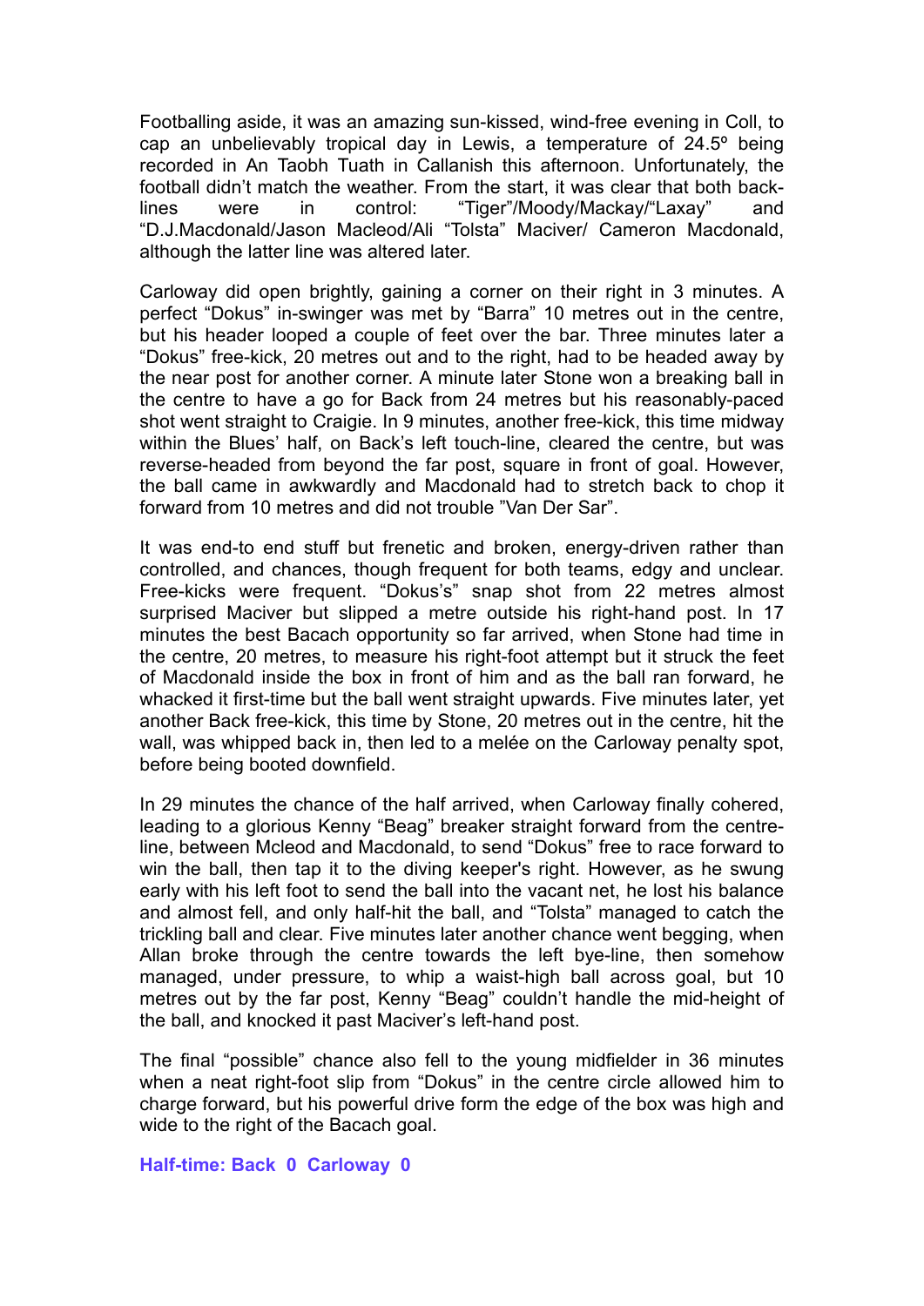Footballing aside, it was an amazing sun-kissed, wind-free evening in Coll, to cap an unbelievably tropical day in Lewis, a temperature of 24.5º being recorded in An Taobh Tuath in Callanish this afternoon. Unfortunately, the football didn't match the weather. From the start, it was clear that both back-lines were in control: "Tiger"/Moody/Mackay/"Laxay" and "D.J.Macdonald/Jason Macleod/Ali "Tolsta" Maciver/ Cameron Macdonald, although the latter line was altered later.

Carloway did open brightly, gaining a corner on their right in 3 minutes. A perfect "Dokus" in-swinger was met by "Barra" 10 metres out in the centre, but his header looped a couple of feet over the bar. Three minutes later a "Dokus" free-kick, 20 metres out and to the right, had to be headed away by the near post for another corner. A minute later Stone won a breaking ball in the centre to have a go for Back from 24 metres but his reasonably-paced shot went straight to Craigie. In 9 minutes, another free-kick, this time midway within the Blues' half, on Back's left touch-line, cleared the centre, but was reverse-headed from beyond the far post, square in front of goal. However, the ball came in awkwardly and Macdonald had to stretch back to chop it forward from 10 metres and did not trouble "Van Der Sar".

It was end-to end stuff but frenetic and broken, energy-driven rather than controlled, and chances, though frequent for both teams, edgy and unclear. Free-kicks were frequent. "Dokus's" snap shot from 22 metres almost surprised Maciver but slipped a metre outside his right-hand post. In 17 minutes the best Bacach opportunity so far arrived, when Stone had time in the centre, 20 metres, to measure his right-foot attempt but it struck the feet of Macdonald inside the box in front of him and as the ball ran forward, he whacked it first-time but the ball went straight upwards. Five minutes later, yet another Back free-kick, this time by Stone, 20 metres out in the centre, hit the wall, was whipped back in, then led to a melée on the Carloway penalty spot, before being booted downfield.

In 29 minutes the chance of the half arrived, when Carloway finally cohered, leading to a glorious Kenny "Beag" breaker straight forward from the centre-line, between Mcleod and Macdonald, to send "Dokus" free to race forward to win the ball, then tap it to the diving keeper's right. However, as he swung early with his left foot to send the ball into the vacant net, he lost his balance and almost fell, and only half-hit the ball, and "Tolsta" managed to catch the trickling ball and clear. Five minutes later another chance went begging, when Allan broke through the centre towards the left bye-line, then somehow managed, under pressure, to whip a waist-high ball across goal, but 10 metres out by the far post, Kenny "Beag" couldn't handle the mid-height of the ball, and knocked it past Maciver's left-hand post.

The final "possible" chance also fell to the young midfielder in 36 minutes when a neat right-foot slip from "Dokus" in the centre circle allowed him to charge forward, but his powerful drive form the edge of the box was high and wide to the right of the Bacach goal.

**Half-time: Back 0 Carloway 0**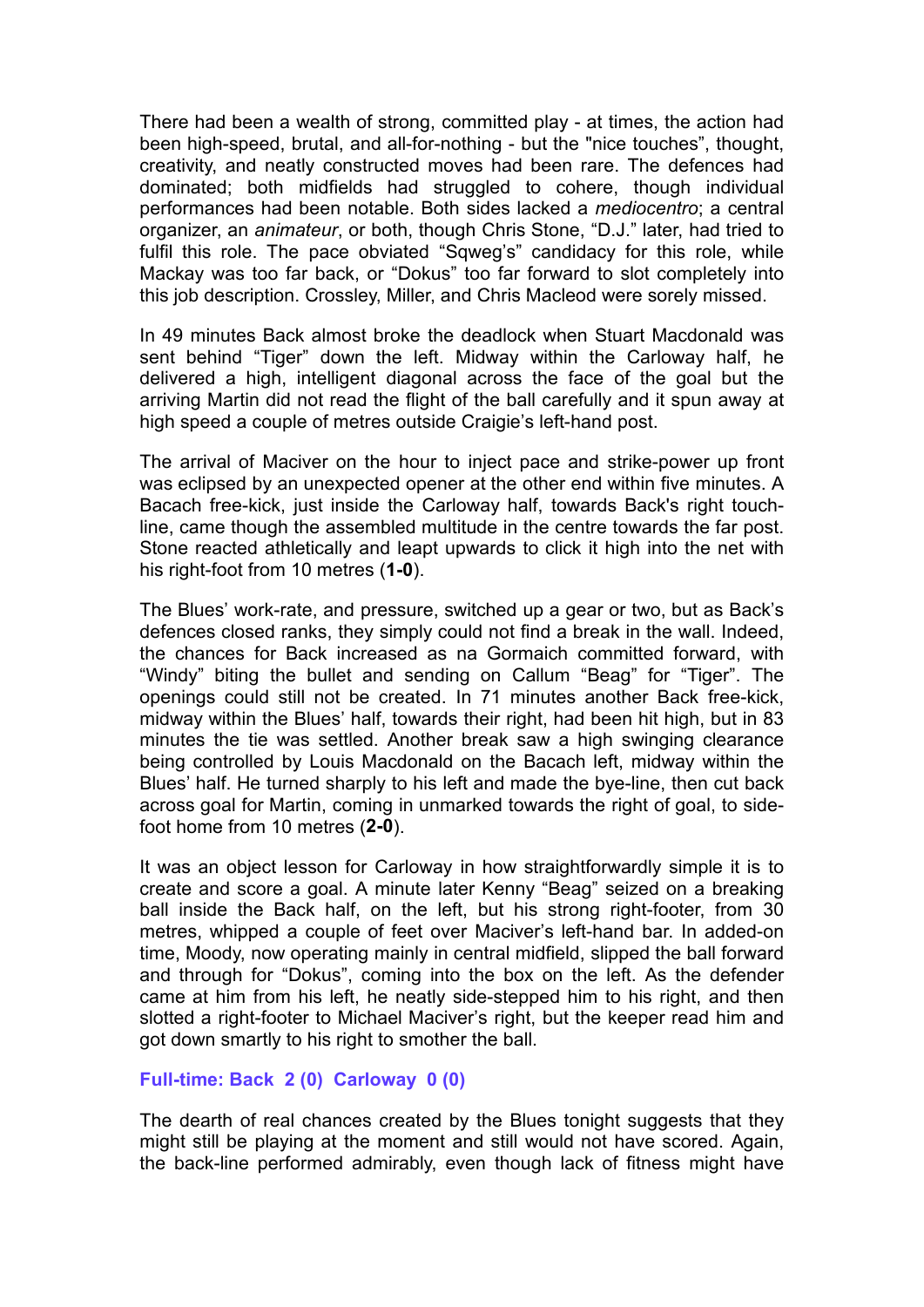There had been a wealth of strong, committed play - at times, the action had been high-speed, brutal, and all-for-nothing - but the "nice touches", thought, creativity, and neatly constructed moves had been rare. The defences had dominated; both midfields had struggled to cohere, though individual performances had been notable. Both sides lacked a *mediocentro*; a central organizer, an *animateur*, or both, though Chris Stone, "D.J." later, had tried to fulfil this role. The pace obviated "Sqweg's" candidacy for this role, while Mackay was too far back, or "Dokus" too far forward to slot completely into this job description. Crossley, Miller, and Chris Macleod were sorely missed.

In 49 minutes Back almost broke the deadlock when Stuart Macdonald was sent behind "Tiger" down the left. Midway within the Carloway half, he delivered a high, intelligent diagonal across the face of the goal but the arriving Martin did not read the flight of the ball carefully and it spun away at high speed a couple of metres outside Craigie's left-hand post.

The arrival of Maciver on the hour to inject pace and strike-power up front was eclipsed by an unexpected opener at the other end within five minutes. A Bacach free-kick, just inside the Carloway half, towards Back's right touch-line, came though the assembled multitude in the centre towards the far post. Stone reacted athletically and leapt upwards to click it high into the net with his right-foot from 10 metres (**1-0**).

The Blues' work-rate, and pressure, switched up a gear or two, but as Back's defences closed ranks, they simply could not find a break in the wall. Indeed, the chances for Back increased as na Gormaich committed forward, with "Windy" biting the bullet and sending on Callum "Beag" for "Tiger". The openings could still not be created. In 71 minutes another Back free-kick, midway within the Blues' half, towards their right, had been hit high, but in 83 minutes the tie was settled. Another break saw a high swinging clearance being controlled by Louis Macdonald on the Bacach left, midway within the Blues' half. He turned sharply to his left and made the bye-line, then cut back across goal for Martin, coming in unmarked towards the right of goal, to side-foot home from 10 metres (**2-0**).

It was an object lesson for Carloway in how straightforwardly simple it is to create and score a goal. A minute later Kenny "Beag" seized on a breaking ball inside the Back half, on the left, but his strong right-footer, from 30 metres, whipped a couple of feet over Maciver's left-hand bar. In added-on time, Moody, now operating mainly in central midfield, slipped the ball forward and through for "Dokus", coming into the box on the left. As the defender came at him from his left, he neatly side-stepped him to his right, and then slotted a right-footer to Michael Maciver's right, but the keeper read him and got down smartly to his right to smother the ball.

**Full-time: Back 2 (0) Carloway 0 (0)**

The dearth of real chances created by the Blues tonight suggests that they might still be playing at the moment and still would not have scored. Again, the back-line performed admirably, even though lack of fitness might have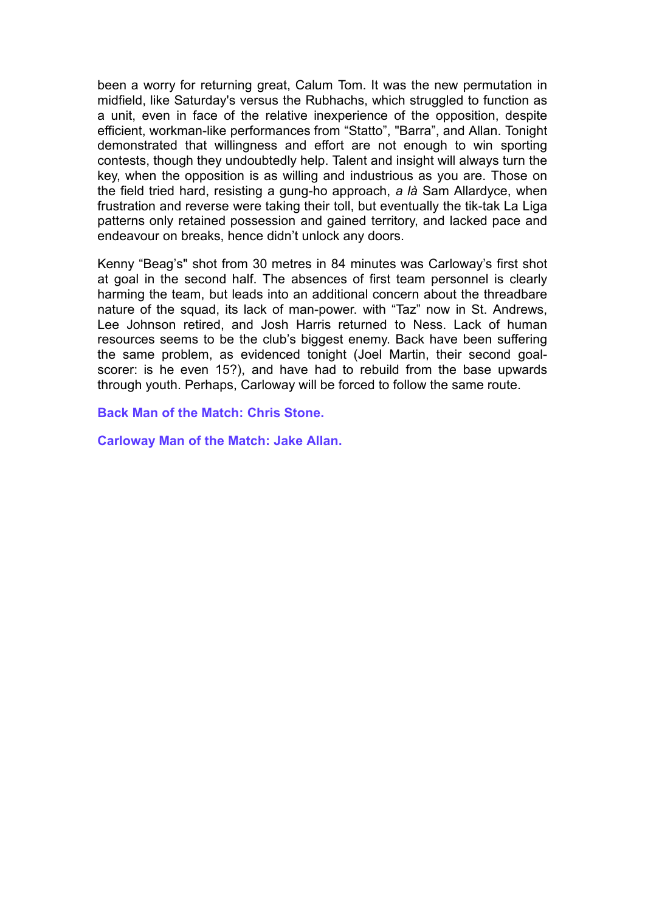been a worry for returning great, Calum Tom. It was the new permutation in midfield, like Saturday's versus the Rubhachs, which struggled to function as a unit, even in face of the relative inexperience of the opposition, despite efficient, workman-like performances from "Statto", "Barra", and Allan. Tonight demonstrated that willingness and effort are not enough to win sporting contests, though they undoubtedly help. Talent and insight will always turn the key, when the opposition is as willing and industrious as you are. Those on the field tried hard, resisting a gung-ho approach, *a là* Sam Allardyce, when frustration and reverse were taking their toll, but eventually the tik-tak La Liga patterns only retained possession and gained territory, and lacked pace and endeavour on breaks, hence didn't unlock any doors.

Kenny "Beag's" shot from 30 metres in 84 minutes was Carloway's first shot at goal in the second half. The absences of first team personnel is clearly harming the team, but leads into an additional concern about the threadbare nature of the squad, its lack of man-power. with "Taz" now in St. Andrews, Lee Johnson retired, and Josh Harris returned to Ness. Lack of human resources seems to be the club's biggest enemy. Back have been suffering the same problem, as evidenced tonight (Joel Martin, their second goal-scorer: is he even 15?), and have had to rebuild from the base upwards through youth. Perhaps, Carloway will be forced to follow the same route.

**Back Man of the Match: Chris Stone.**

**Carloway Man of the Match: Jake Allan.**